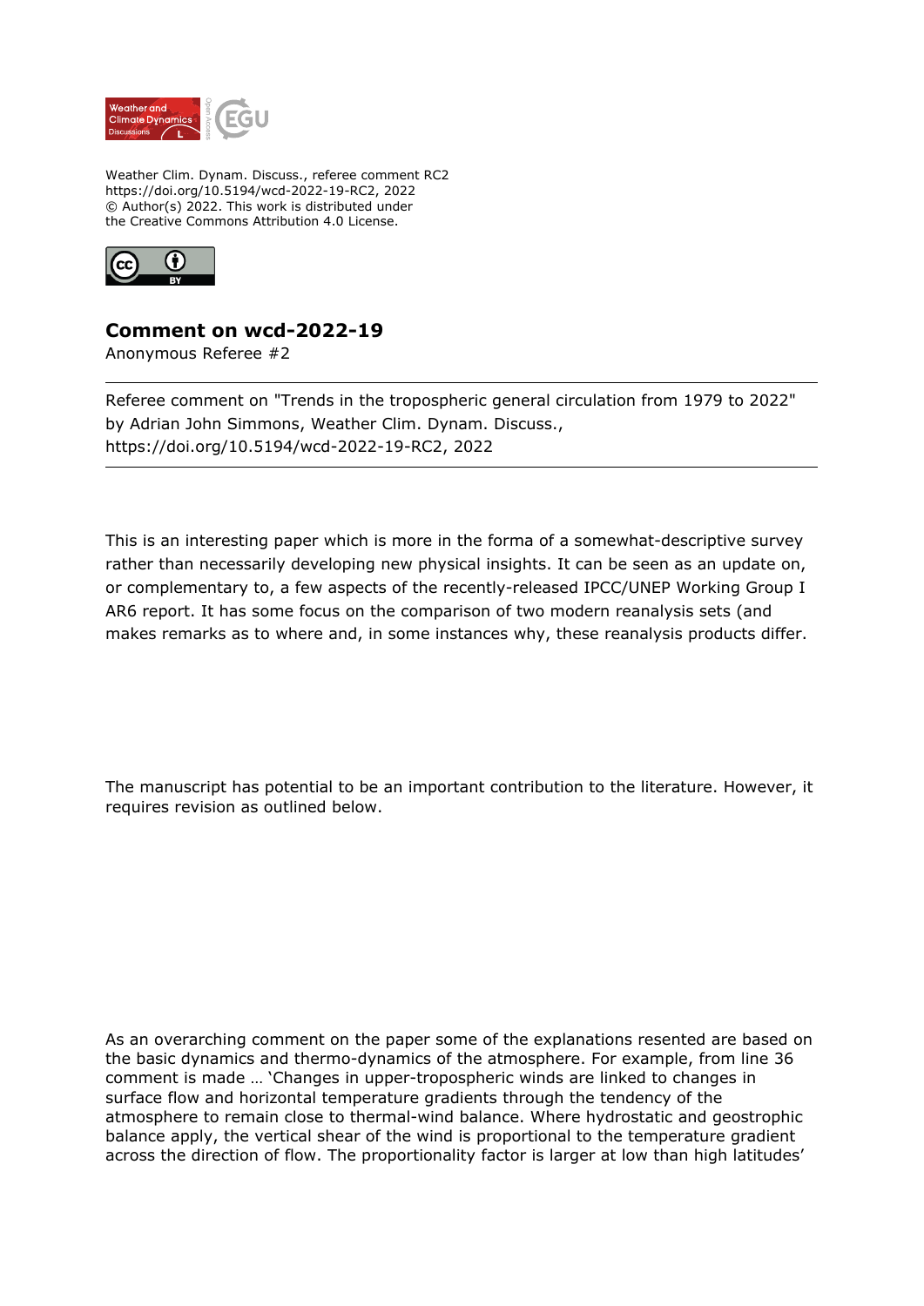Weather Clim. Dynam. Discuss., referee comment RC2
https://doi.org/10.5194/wcd-2022-19-RC2, 2022
© Author(s) 2022. This work is distributed under
the Creative Commons Attribution 4.0 License.

## Comment on wcd-2022-19

Anonymous Referee #2

---

Referee comment on "Trends in the tropospheric general circulation from 1979 to 2022" by Adrian John Simmons, Weather Clim. Dynam. Discuss., https://doi.org/10.5194/wcd-2022-19-RC2, 2022

---

This is an interesting paper which is more in the forma of a somewhat-descriptive survey rather than necessarily developing new physical insights. It can be seen as an update on, or complementary to, a few aspects of the recently-released IPCC/UNEP Working Group I AR6 report. It has some focus on the comparison of two modern reanalysis sets (and makes remarks as to where and, in some instances why, these reanalysis products differ.

The manuscript has potential to be an important contribution to the literature. However, it requires revision as outlined below.

As an overarching comment on the paper some of the explanations resented are based on the basic dynamics and thermo-dynamics of the atmosphere. For example, from line 36 comment is made … 'Changes in upper-tropospheric winds are linked to changes in surface flow and horizontal temperature gradients through the tendency of the atmosphere to remain close to thermal-wind balance. Where hydrostatic and geostrophic balance apply, the vertical shear of the wind is proportional to the temperature gradient across the direction of flow. The proportionality factor is larger at low than high latitudes'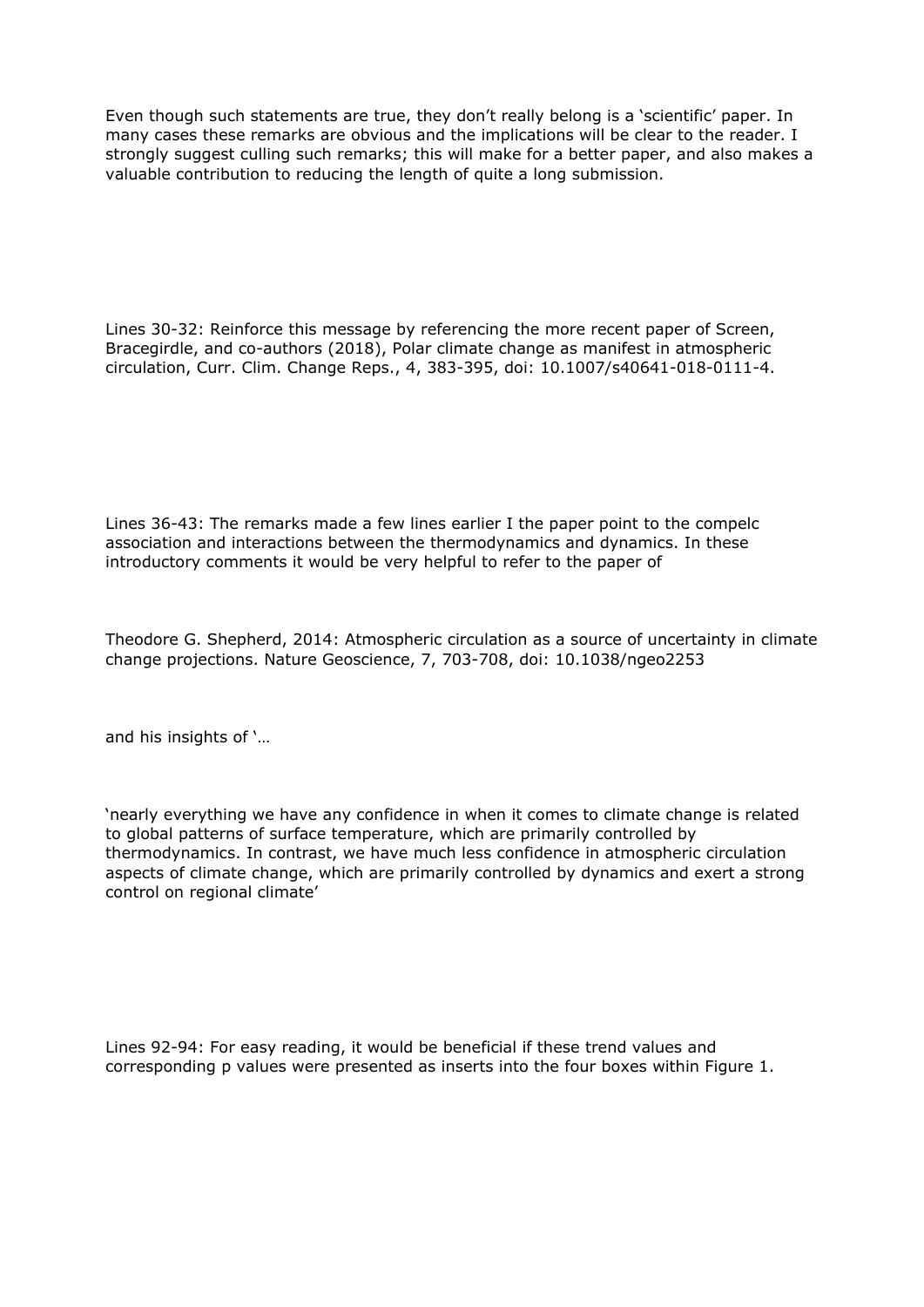Even though such statements are true, they don't really belong is a 'scientific' paper. In many cases these remarks are obvious and the implications will be clear to the reader. I strongly suggest culling such remarks; this will make for a better paper, and also makes a valuable contribution to reducing the length of quite a long submission.

Lines 30-32: Reinforce this message by referencing the more recent paper of Screen, Bracegirdle, and co-authors (2018), Polar climate change as manifest in atmospheric circulation, Curr. Clim. Change Reps., 4, 383-395, doi: 10.1007/s40641-018-0111-4.

Lines 36-43: The remarks made a few lines earlier I the paper point to the compelc association and interactions between the thermodynamics and dynamics. In these introductory comments it would be very helpful to refer to the paper of

Theodore G. Shepherd, 2014: Atmospheric circulation as a source of uncertainty in climate change projections. Nature Geoscience, 7, 703-708, doi: 10.1038/ngeo2253

and his insights of '…

'nearly everything we have any confidence in when it comes to climate change is related to global patterns of surface temperature, which are primarily controlled by thermodynamics. In contrast, we have much less confidence in atmospheric circulation aspects of climate change, which are primarily controlled by dynamics and exert a strong control on regional climate'

Lines 92-94: For easy reading, it would be beneficial if these trend values and corresponding p values were presented as inserts into the four boxes within Figure 1.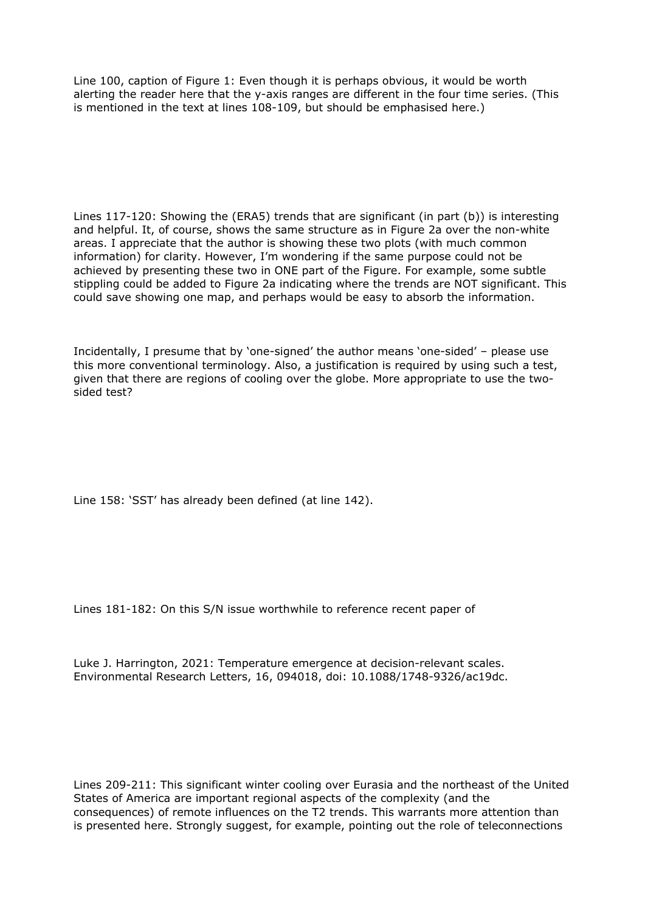Line 100, caption of Figure 1: Even though it is perhaps obvious, it would be worth alerting the reader here that the y-axis ranges are different in the four time series. (This is mentioned in the text at lines 108-109, but should be emphasised here.)

Lines 117-120: Showing the (ERA5) trends that are significant (in part (b)) is interesting and helpful. It, of course, shows the same structure as in Figure 2a over the non-white areas. I appreciate that the author is showing these two plots (with much common information) for clarity. However, I'm wondering if the same purpose could not be achieved by presenting these two in ONE part of the Figure. For example, some subtle stippling could be added to Figure 2a indicating where the trends are NOT significant. This could save showing one map, and perhaps would be easy to absorb the information.

Incidentally, I presume that by 'one-signed' the author means 'one-sided' – please use this more conventional terminology. Also, a justification is required by using such a test, given that there are regions of cooling over the globe. More appropriate to use the two-sided test?

Line 158: 'SST' has already been defined (at line 142).

Lines 181-182: On this S/N issue worthwhile to reference recent paper of

Luke J. Harrington, 2021: Temperature emergence at decision-relevant scales. Environmental Research Letters, 16, 094018, doi: 10.1088/1748-9326/ac19dc.

Lines 209-211: This significant winter cooling over Eurasia and the northeast of the United States of America are important regional aspects of the complexity (and the consequences) of remote influences on the T2 trends. This warrants more attention than is presented here. Strongly suggest, for example, pointing out the role of teleconnections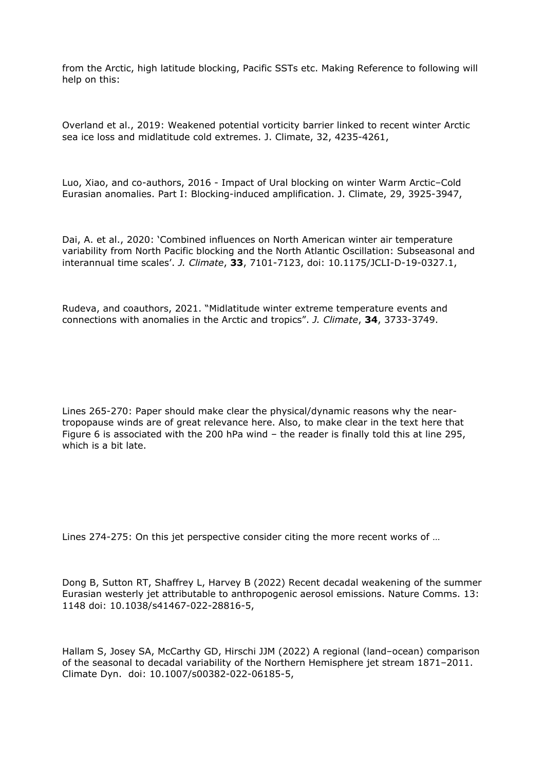from the Arctic, high latitude blocking, Pacific SSTs etc. Making Reference to following will help on this:

Overland et al., 2019: Weakened potential vorticity barrier linked to recent winter Arctic sea ice loss and midlatitude cold extremes. J. Climate, 32, 4235-4261,

Luo, Xiao, and co-authors, 2016 - Impact of Ural blocking on winter Warm Arctic–Cold Eurasian anomalies. Part I: Blocking-induced amplification. J. Climate, 29, 3925-3947,

Dai, A. et al., 2020: 'Combined influences on North American winter air temperature variability from North Pacific blocking and the North Atlantic Oscillation: Subseasonal and interannual time scales'. *J. Climate*, **33**, 7101-7123, doi: 10.1175/JCLI-D-19-0327.1,

Rudeva, and coauthors, 2021. "Midlatitude winter extreme temperature events and connections with anomalies in the Arctic and tropics". *J. Climate*, **34**, 3733-3749.

Lines 265-270: Paper should make clear the physical/dynamic reasons why the near-tropopause winds are of great relevance here. Also, to make clear in the text here that Figure 6 is associated with the 200 hPa wind – the reader is finally told this at line 295, which is a bit late.

Lines 274-275: On this jet perspective consider citing the more recent works of …

Dong B, Sutton RT, Shaffrey L, Harvey B (2022) Recent decadal weakening of the summer Eurasian westerly jet attributable to anthropogenic aerosol emissions. Nature Comms. 13: 1148 doi: 10.1038/s41467-022-28816-5,

Hallam S, Josey SA, McCarthy GD, Hirschi JJM (2022) A regional (land–ocean) comparison of the seasonal to decadal variability of the Northern Hemisphere jet stream 1871–2011. Climate Dyn. doi: 10.1007/s00382-022-06185-5,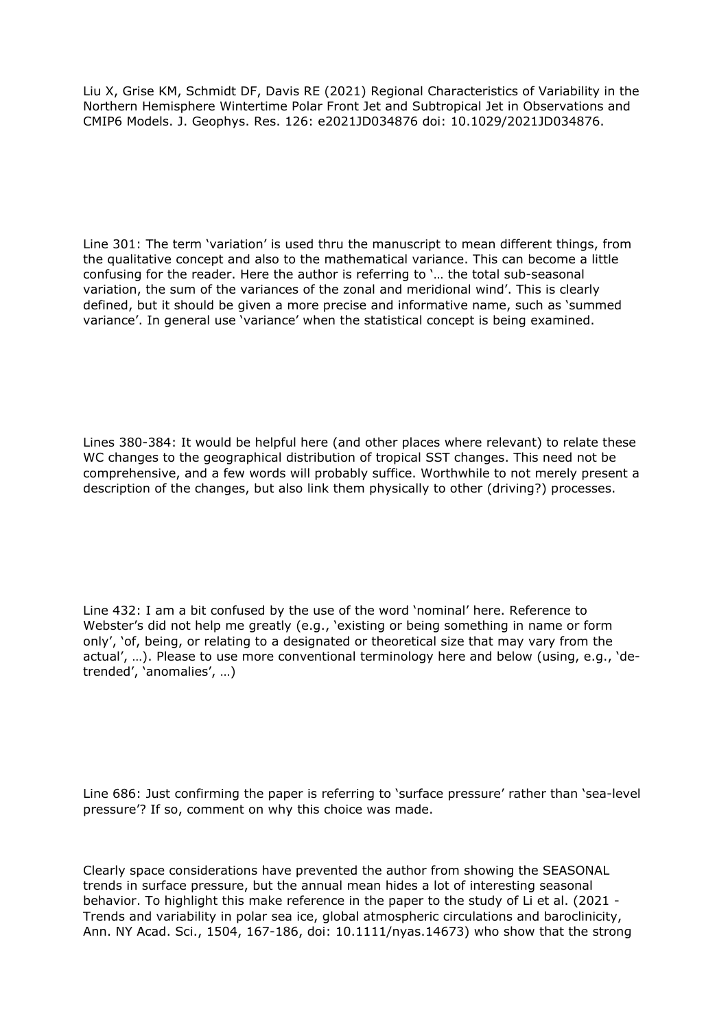Liu X, Grise KM, Schmidt DF, Davis RE (2021) Regional Characteristics of Variability in the Northern Hemisphere Wintertime Polar Front Jet and Subtropical Jet in Observations and CMIP6 Models. J. Geophys. Res. 126: e2021JD034876 doi: 10.1029/2021JD034876.

Line 301: The term 'variation' is used thru the manuscript to mean different things, from the qualitative concept and also to the mathematical variance. This can become a little confusing for the reader. Here the author is referring to '… the total sub-seasonal variation, the sum of the variances of the zonal and meridional wind'. This is clearly defined, but it should be given a more precise and informative name, such as 'summed variance'. In general use 'variance' when the statistical concept is being examined.

Lines 380-384: It would be helpful here (and other places where relevant) to relate these WC changes to the geographical distribution of tropical SST changes. This need not be comprehensive, and a few words will probably suffice. Worthwhile to not merely present a description of the changes, but also link them physically to other (driving?) processes.

Line 432: I am a bit confused by the use of the word 'nominal' here. Reference to Webster's did not help me greatly (e.g., 'existing or being something in name or form only', 'of, being, or relating to a designated or theoretical size that may vary from the actual', …). Please to use more conventional terminology here and below (using, e.g., 'de-trended', 'anomalies', …)

Line 686: Just confirming the paper is referring to 'surface pressure' rather than 'sea-level pressure'? If so, comment on why this choice was made.

Clearly space considerations have prevented the author from showing the SEASONAL trends in surface pressure, but the annual mean hides a lot of interesting seasonal behavior. To highlight this make reference in the paper to the study of Li et al. (2021 - Trends and variability in polar sea ice, global atmospheric circulations and baroclinicity, Ann. NY Acad. Sci., 1504, 167-186, doi: 10.1111/nyas.14673) who show that the strong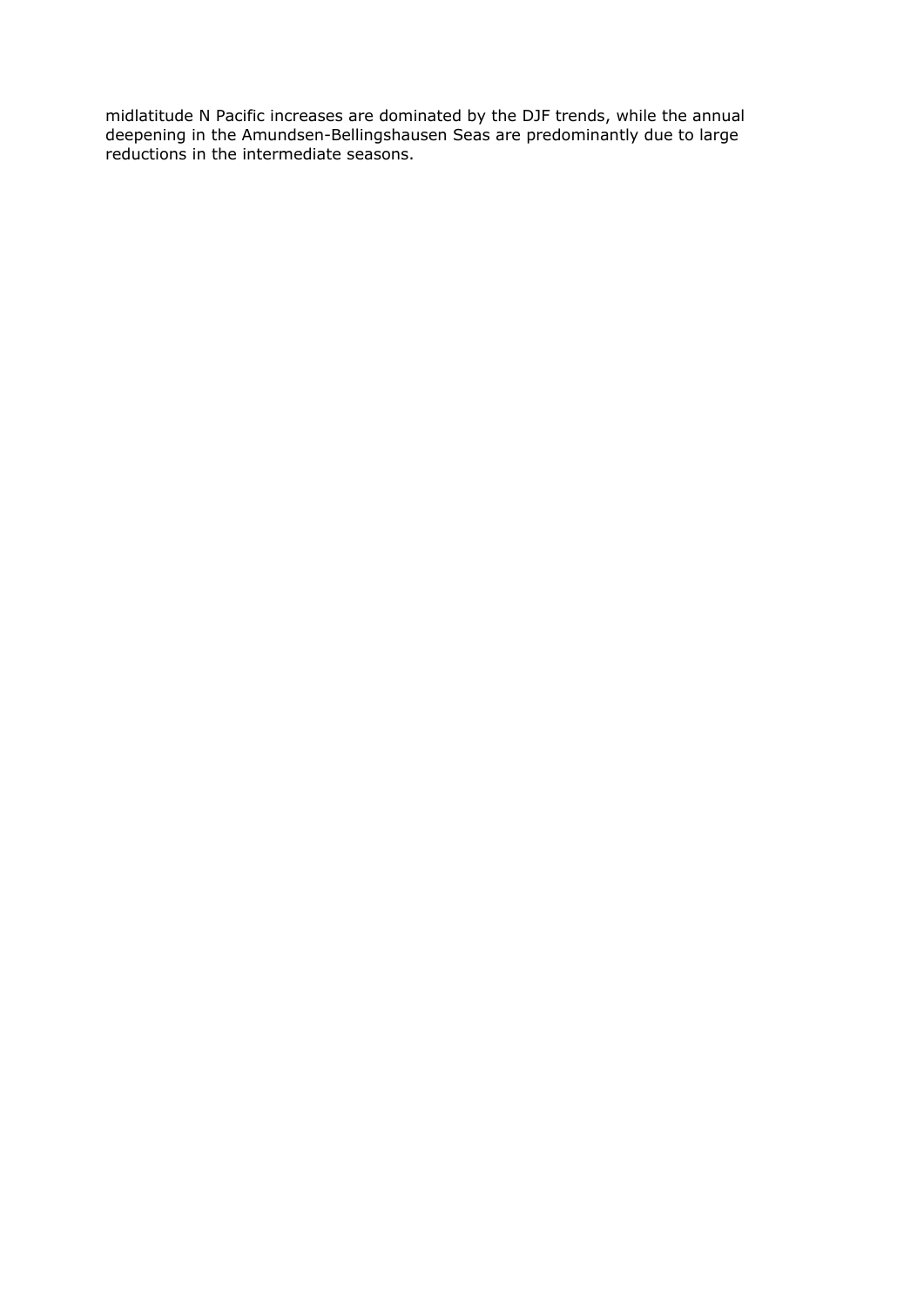midlatitude N Pacific increases are dominated by the DJF trends, while the annual deepening in the Amundsen-Bellingshausen Seas are predominantly due to large reductions in the intermediate seasons.